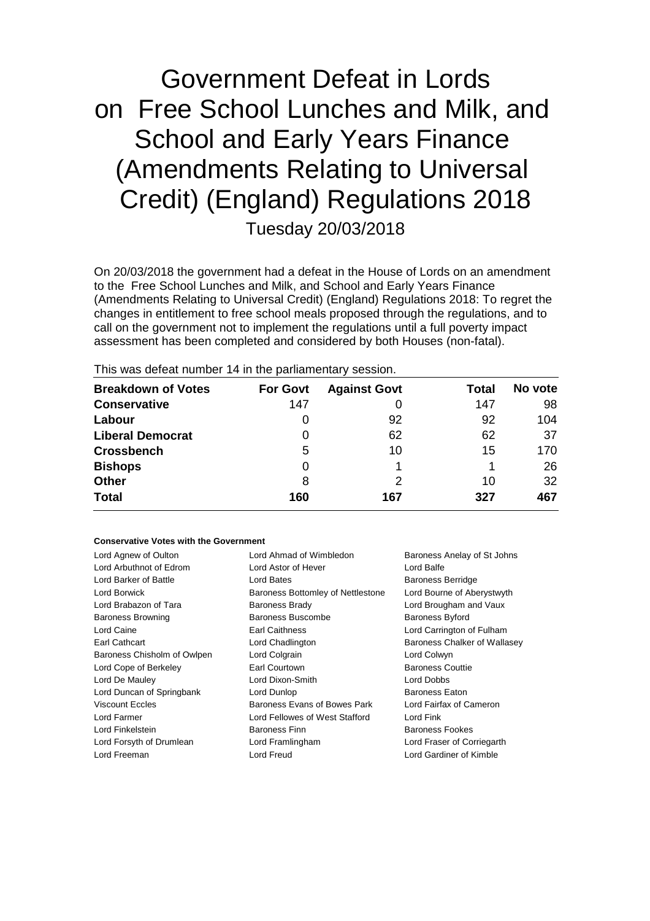# Government Defeat in Lords on Free School Lunches and Milk, and School and Early Years Finance (Amendments Relating to Universal Credit) (England) Regulations 2018

Tuesday 20/03/2018

On 20/03/2018 the government had a defeat in the House of Lords on an amendment to the Free School Lunches and Milk, and School and Early Years Finance (Amendments Relating to Universal Credit) (England) Regulations 2018: To regret the changes in entitlement to free school meals proposed through the regulations, and to call on the government not to implement the regulations until a full poverty impact assessment has been completed and considered by both Houses (non-fatal).

This was defeat number 14 in the parliamentary session.

| Breakdown of Votes | For Govt | Against Govt | Total | No vote |
|---|---|---|---|---|
| **Conservative** | 147 | 0 | 147 | 98 |
| **Labour** | 0 | 92 | 92 | 104 |
| **Liberal Democrat** | 0 | 62 | 62 | 37 |
| **Crossbench** | 5 | 10 | 15 | 170 |
| **Bishops** | 0 | 1 | 1 | 26 |
| **Other** | 8 | 2 | 10 | 32 |
| **Total** | **160** | **167** | **327** | **467** |

#### Conservative Votes with the Government

| | | |
|---|---|---|
| Lord Agnew of Oulton | Lord Ahmad of Wimbledon | Baroness Anelay of St Johns |
| Lord Arbuthnot of Edrom | Lord Astor of Hever | Lord Balfe |
| Lord Barker of Battle | Lord Bates | Baroness Berridge |
| Lord Borwick | Baroness Bottomley of Nettlestone | Lord Bourne of Aberystwyth |
| Lord Brabazon of Tara | Baroness Brady | Lord Brougham and Vaux |
| Baroness Browning | Baroness Buscombe | Baroness Byford |
| Lord Caine | Earl Caithness | Lord Carrington of Fulham |
| Earl Cathcart | Lord Chadlington | Baroness Chalker of Wallasey |
| Baroness Chisholm of Owlpen | Lord Colgrain | Lord Colwyn |
| Lord Cope of Berkeley | Earl Courtown | Baroness Couttie |
| Lord De Mauley | Lord Dixon-Smith | Lord Dobbs |
| Lord Duncan of Springbank | Lord Dunlop | Baroness Eaton |
| Viscount Eccles | Baroness Evans of Bowes Park | Lord Fairfax of Cameron |
| Lord Farmer | Lord Fellowes of West Stafford | Lord Fink |
| Lord Finkelstein | Baroness Finn | Baroness Fookes |
| Lord Forsyth of Drumlean | Lord Framlingham | Lord Fraser of Corriegarth |
| Lord Freeman | Lord Freud | Lord Gardiner of Kimble |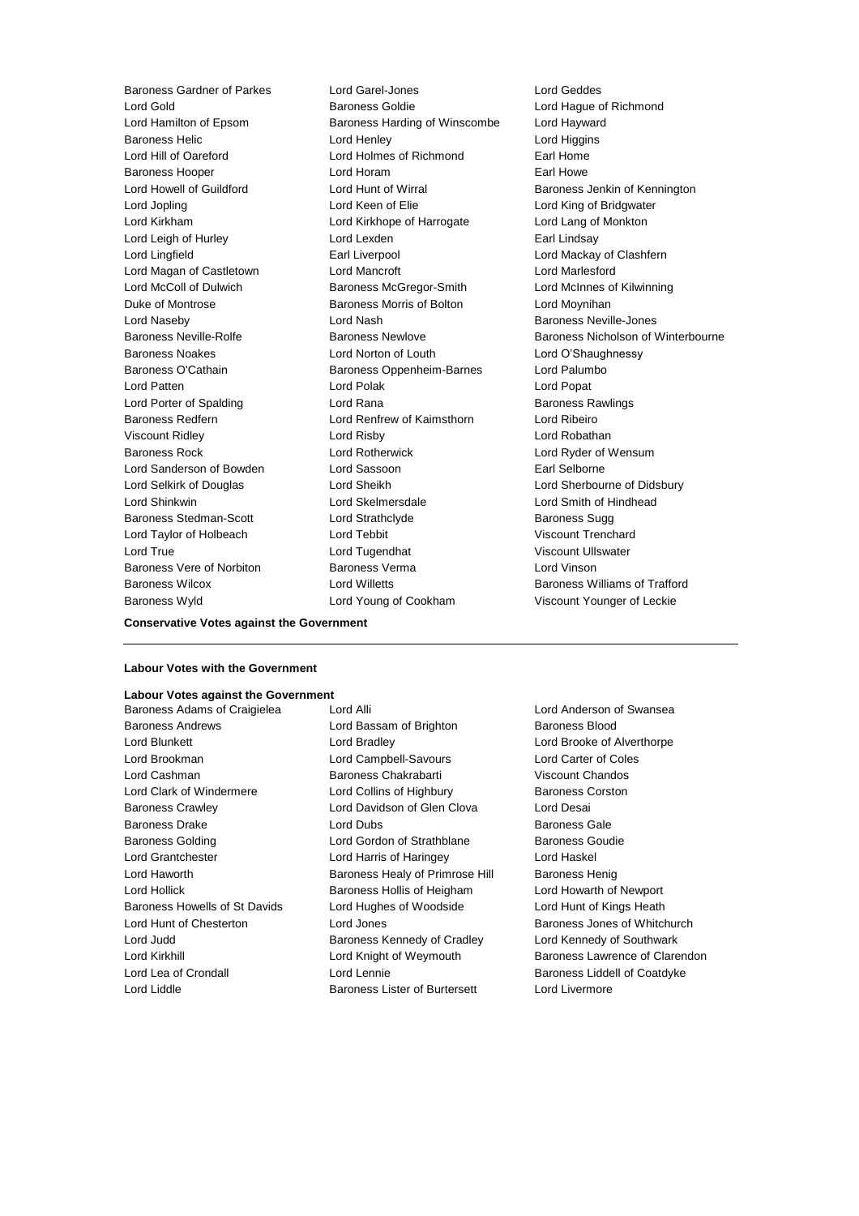Baroness Gardner of Parkes
Lord Garel-Jones
Lord Geddes
Lord Gold
Baroness Goldie
Lord Hague of Richmond
Lord Hamilton of Epsom
Baroness Harding of Winscombe
Lord Hayward
Baroness Helic
Lord Henley
Lord Higgins
Lord Hill of Oareford
Lord Holmes of Richmond
Earl Home
Baroness Hooper
Lord Horam
Earl Howe
Lord Howell of Guildford
Lord Hunt of Wirral
Baroness Jenkin of Kennington
Lord Jopling
Lord Keen of Elie
Lord King of Bridgwater
Lord Kirkham
Lord Kirkhope of Harrogate
Lord Lang of Monkton
Lord Leigh of Hurley
Lord Lexden
Earl Lindsay
Lord Lingfield
Earl Liverpool
Lord Mackay of Clashfern
Lord Magan of Castletown
Lord Mancroft
Lord Marlesford
Lord McColl of Dulwich
Baroness McGregor-Smith
Lord McInnes of Kilwinning
Duke of Montrose
Baroness Morris of Bolton
Lord Moynihan
Lord Naseby
Lord Nash
Baroness Neville-Jones
Baroness Neville-Rolfe
Baroness Newlove
Baroness Nicholson of Winterbourne
Baroness Noakes
Lord Norton of Louth
Lord O'Shaughnessy
Baroness O'Cathain
Baroness Oppenheim-Barnes
Lord Palumbo
Lord Patten
Lord Polak
Lord Popat
Lord Porter of Spalding
Lord Rana
Baroness Rawlings
Baroness Redfern
Lord Renfrew of Kaimsthorn
Lord Ribeiro
Viscount Ridley
Lord Risby
Lord Robathan
Baroness Rock
Lord Rotherwick
Lord Ryder of Wensum
Lord Sanderson of Bowden
Lord Sassoon
Earl Selborne
Lord Selkirk of Douglas
Lord Sheikh
Lord Sherbourne of Didsbury
Lord Shinkwin
Lord Skelmersdale
Lord Smith of Hindhead
Baroness Stedman-Scott
Lord Strathclyde
Baroness Sugg
Lord Taylor of Holbeach
Lord Tebbit
Viscount Trenchard
Lord True
Lord Tugendhat
Viscount Ullswater
Baroness Vere of Norbiton
Baroness Verma
Lord Vinson
Baroness Wilcox
Lord Willetts
Baroness Williams of Trafford
Baroness Wyld
Lord Young of Cookham
Viscount Younger of Leckie

**Conservative Votes against the Government**

---

**Labour Votes with the Government**

**Labour Votes against the Government**

Baroness Adams of Craigielea
Lord Alli
Lord Anderson of Swansea
Baroness Andrews
Lord Bassam of Brighton
Baroness Blood
Lord Blunkett
Lord Bradley
Lord Brooke of Alverthorpe
Lord Brookman
Lord Campbell-Savours
Lord Carter of Coles
Lord Cashman
Baroness Chakrabarti
Viscount Chandos
Lord Clark of Windermere
Lord Collins of Highbury
Baroness Corston
Baroness Crawley
Lord Davidson of Glen Clova
Lord Desai
Baroness Drake
Lord Dubs
Baroness Gale
Baroness Golding
Lord Gordon of Strathblane
Baroness Goudie
Lord Grantchester
Lord Harris of Haringey
Lord Haskel
Lord Haworth
Baroness Healy of Primrose Hill
Baroness Henig
Lord Hollick
Baroness Hollis of Heigham
Lord Howarth of Newport
Baroness Howells of St Davids
Lord Hughes of Woodside
Lord Hunt of Kings Heath
Lord Hunt of Chesterton
Lord Jones
Baroness Jones of Whitchurch
Lord Judd
Baroness Kennedy of Cradley
Lord Kennedy of Southwark
Lord Kirkhill
Lord Knight of Weymouth
Baroness Lawrence of Clarendon
Lord Lea of Crondall
Lord Lennie
Baroness Liddell of Coatdyke
Lord Liddle
Baroness Lister of Burtersett
Lord Livermore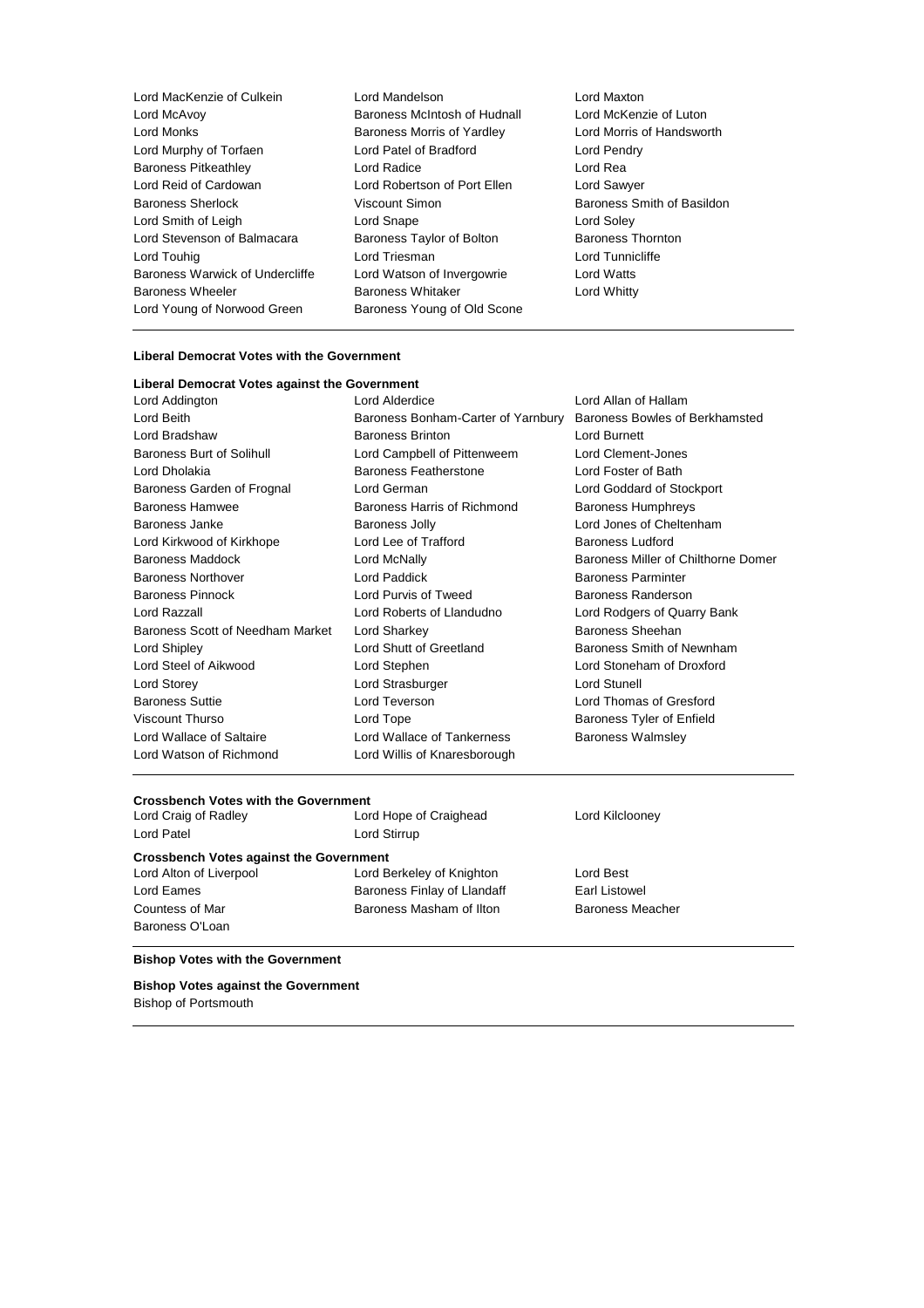Lord MacKenzie of Culkein
Lord Mandelson
Lord Maxton
Lord McAvoy
Baroness McIntosh of Hudnall
Lord McKenzie of Luton
Lord Monks
Baroness Morris of Yardley
Lord Morris of Handsworth
Lord Murphy of Torfaen
Lord Patel of Bradford
Lord Pendry
Baroness Pitkeathley
Lord Radice
Lord Rea
Lord Reid of Cardowan
Lord Robertson of Port Ellen
Lord Sawyer
Baroness Sherlock
Viscount Simon
Baroness Smith of Basildon
Lord Smith of Leigh
Lord Snape
Lord Soley
Lord Stevenson of Balmacara
Baroness Taylor of Bolton
Baroness Thornton
Lord Touhig
Lord Triesman
Lord Tunnicliffe
Baroness Warwick of Undercliffe
Lord Watson of Invergowrie
Lord Watts
Baroness Wheeler
Baroness Whitaker
Lord Whitty
Lord Young of Norwood Green
Baroness Young of Old Scone

---

**Liberal Democrat Votes with the Government**

**Liberal Democrat Votes against the Government**

Lord Addington
Lord Alderdice
Lord Allan of Hallam
Lord Beith
Baroness Bonham-Carter of Yarnbury
Baroness Bowles of Berkhamsted
Lord Bradshaw
Baroness Brinton
Lord Burnett
Baroness Burt of Solihull
Lord Campbell of Pittenweem
Lord Clement-Jones
Lord Dholakia
Baroness Featherstone
Lord Foster of Bath
Baroness Garden of Frognal
Lord German
Lord Goddard of Stockport
Baroness Hamwee
Baroness Harris of Richmond
Baroness Humphreys
Baroness Janke
Baroness Jolly
Lord Jones of Cheltenham
Lord Kirkwood of Kirkhope
Lord Lee of Trafford
Baroness Ludford
Baroness Maddock
Lord McNally
Baroness Miller of Chilthorne Domer
Baroness Northover
Lord Paddick
Baroness Parminter
Baroness Pinnock
Lord Purvis of Tweed
Baroness Randerson
Lord Razzall
Lord Roberts of Llandudno
Lord Rodgers of Quarry Bank
Baroness Scott of Needham Market
Lord Sharkey
Baroness Sheehan
Lord Shipley
Lord Shutt of Greetland
Baroness Smith of Newnham
Lord Steel of Aikwood
Lord Stephen
Lord Stoneham of Droxford
Lord Storey
Lord Strasburger
Lord Stunell
Baroness Suttie
Lord Teverson
Lord Thomas of Gresford
Viscount Thurso
Lord Tope
Baroness Tyler of Enfield
Lord Wallace of Saltaire
Lord Wallace of Tankerness
Baroness Walmsley
Lord Watson of Richmond
Lord Willis of Knaresborough

---

**Crossbench Votes with the Government**

Lord Craig of Radley
Lord Hope of Craighead
Lord Kilclooney
Lord Patel
Lord Stirrup

**Crossbench Votes against the Government**

Lord Alton of Liverpool
Lord Berkeley of Knighton
Lord Best
Lord Eames
Baroness Finlay of Llandaff
Earl Listowel
Countess of Mar
Baroness Masham of Ilton
Baroness Meacher
Baroness O'Loan

---

**Bishop Votes with the Government**

**Bishop Votes against the Government**

Bishop of Portsmouth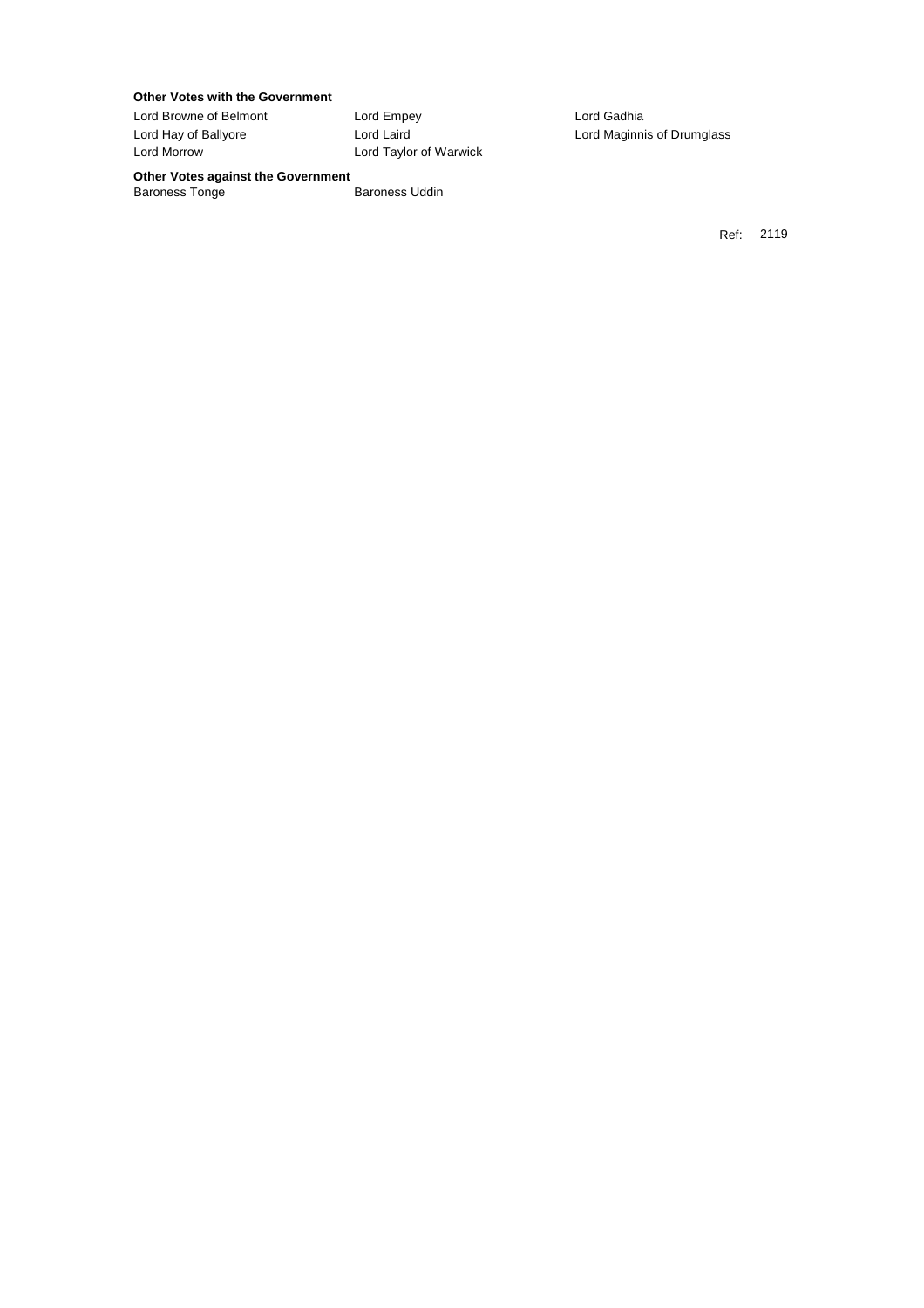**Other Votes with the Government**

| | | |
|---|---|---|
| Lord Browne of Belmont | Lord Empey | Lord Gadhia |
| Lord Hay of Ballyore | Lord Laird | Lord Maginnis of Drumglass |
| Lord Morrow | Lord Taylor of Warwick | |

**Other Votes against the Government**

| | |
|---|---|
| Baroness Tonge | Baroness Uddin |

Ref: 2119